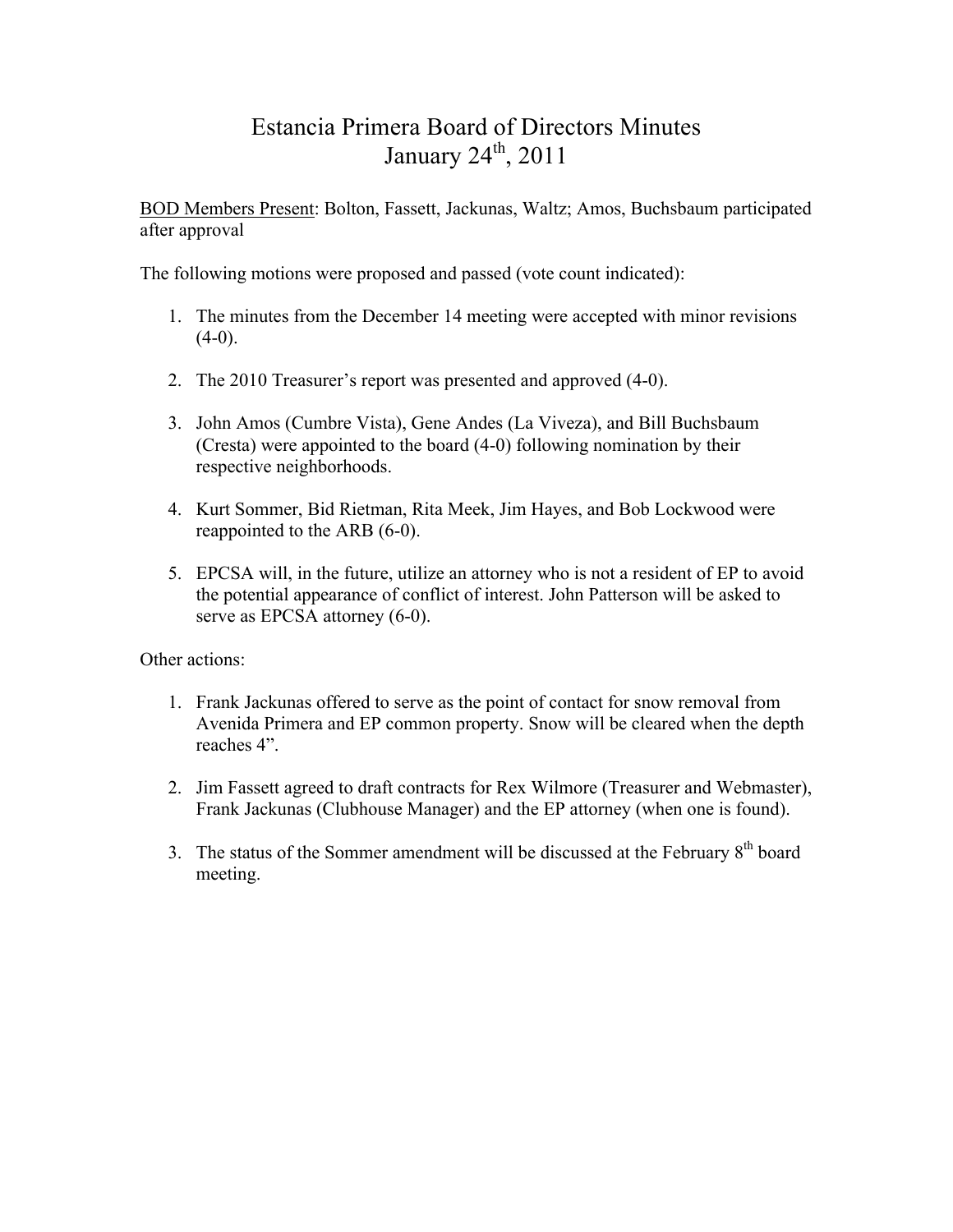# Estancia Primera Board of Directors Minutes
# January 24th, 2011

<u>BOD Members Present</u>: Bolton, Fassett, Jackunas, Waltz; Amos, Buchsbaum participated after approval

The following motions were proposed and passed (vote count indicated):

1. The minutes from the December 14 meeting were accepted with minor revisions (4-0).

2. The 2010 Treasurer's report was presented and approved (4-0).

3. John Amos (Cumbre Vista), Gene Andes (La Viveza), and Bill Buchsbaum (Cresta) were appointed to the board (4-0) following nomination by their respective neighborhoods.

4. Kurt Sommer, Bid Rietman, Rita Meek, Jim Hayes, and Bob Lockwood were reappointed to the ARB (6-0).

5. EPCSA will, in the future, utilize an attorney who is not a resident of EP to avoid the potential appearance of conflict of interest. John Patterson will be asked to serve as EPCSA attorney (6-0).

Other actions:

1. Frank Jackunas offered to serve as the point of contact for snow removal from Avenida Primera and EP common property. Snow will be cleared when the depth reaches 4".

2. Jim Fassett agreed to draft contracts for Rex Wilmore (Treasurer and Webmaster), Frank Jackunas (Clubhouse Manager) and the EP attorney (when one is found).

3. The status of the Sommer amendment will be discussed at the February 8th board meeting.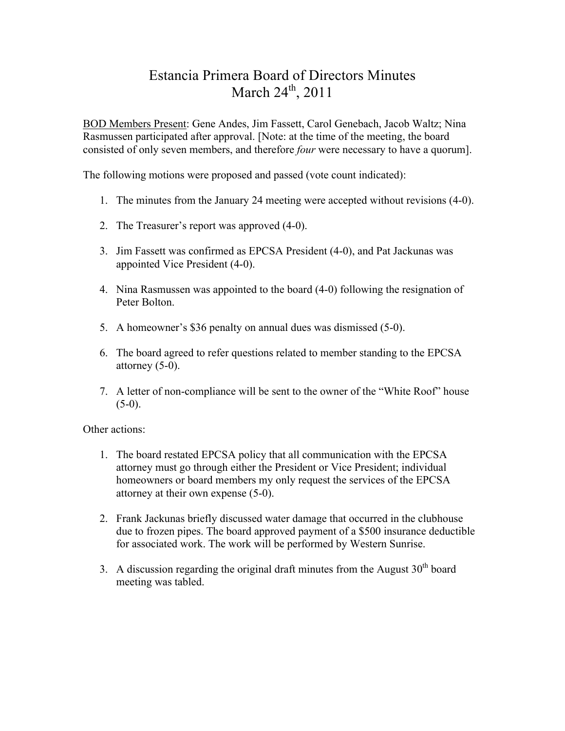# Estancia Primera Board of Directors Minutes
# March 24th, 2011

<u>BOD Members Present</u>: Gene Andes, Jim Fassett, Carol Genebach, Jacob Waltz; Nina Rasmussen participated after approval. [Note: at the time of the meeting, the board consisted of only seven members, and therefore *four* were necessary to have a quorum].

The following motions were proposed and passed (vote count indicated):

1. The minutes from the January 24 meeting were accepted without revisions (4-0).

2. The Treasurer's report was approved (4-0).

3. Jim Fassett was confirmed as EPCSA President (4-0), and Pat Jackunas was appointed Vice President (4-0).

4. Nina Rasmussen was appointed to the board (4-0) following the resignation of Peter Bolton.

5. A homeowner's $36 penalty on annual dues was dismissed (5-0).

6. The board agreed to refer questions related to member standing to the EPCSA attorney (5-0).

7. A letter of non-compliance will be sent to the owner of the "White Roof" house (5-0).

Other actions:

1. The board restated EPCSA policy that all communication with the EPCSA attorney must go through either the President or Vice President; individual homeowners or board members my only request the services of the EPCSA attorney at their own expense (5-0).

2. Frank Jackunas briefly discussed water damage that occurred in the clubhouse due to frozen pipes. The board approved payment of a $500 insurance deductible for associated work. The work will be performed by Western Sunrise.

3. A discussion regarding the original draft minutes from the August 30th board meeting was tabled.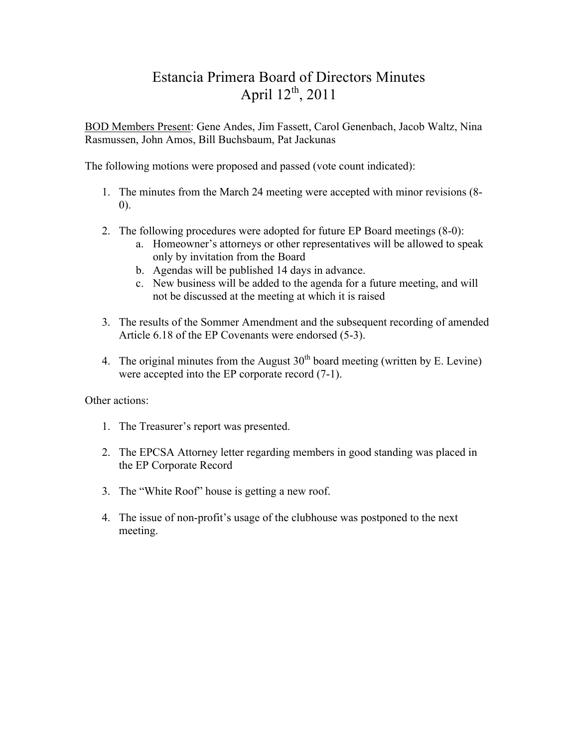# Estancia Primera Board of Directors Minutes
# April 12th, 2011

<u>BOD Members Present</u>: Gene Andes, Jim Fassett, Carol Genenbach, Jacob Waltz, Nina Rasmussen, John Amos, Bill Buchsbaum, Pat Jackunas

The following motions were proposed and passed (vote count indicated):

1. The minutes from the March 24 meeting were accepted with minor revisions (8-0).

2. The following procedures were adopted for future EP Board meetings (8-0):
   a. Homeowner's attorneys or other representatives will be allowed to speak only by invitation from the Board
   b. Agendas will be published 14 days in advance.
   c. New business will be added to the agenda for a future meeting, and will not be discussed at the meeting at which it is raised

3. The results of the Sommer Amendment and the subsequent recording of amended Article 6.18 of the EP Covenants were endorsed (5-3).

4. The original minutes from the August 30th board meeting (written by E. Levine) were accepted into the EP corporate record (7-1).

Other actions:

1. The Treasurer's report was presented.

2. The EPCSA Attorney letter regarding members in good standing was placed in the EP Corporate Record

3. The "White Roof" house is getting a new roof.

4. The issue of non-profit's usage of the clubhouse was postponed to the next meeting.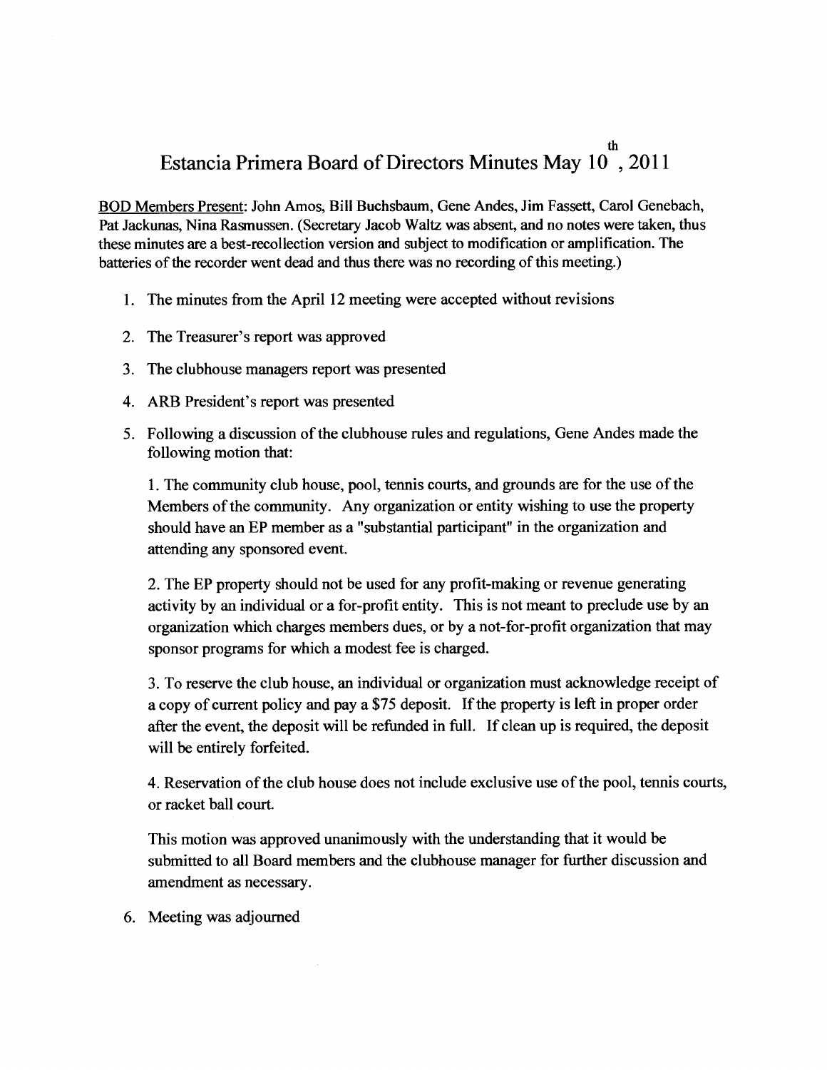# Estancia Primera Board of Directors Minutes May 10th, 2011

<u>BOD Members Present</u>: John Amos, Bill Buchsbaum, Gene Andes, Jim Fassett, Carol Genebach, Pat Jackunas, Nina Rasmussen. (Secretary Jacob Waltz was absent, and no notes were taken, thus these minutes are a best-recollection version and subject to modification or amplification. The batteries of the recorder went dead and thus there was no recording of this meeting.)

1. The minutes from the April 12 meeting were accepted without revisions

2. The Treasurer's report was approved

3. The clubhouse managers report was presented

4. ARB President's report was presented

5. Following a discussion of the clubhouse rules and regulations, Gene Andes made the following motion that:

   1. The community club house, pool, tennis courts, and grounds are for the use of the Members of the community. Any organization or entity wishing to use the property should have an EP member as a "substantial participant" in the organization and attending any sponsored event.

   2. The EP property should not be used for any profit-making or revenue generating activity by an individual or a for-profit entity. This is not meant to preclude use by an organization which charges members dues, or by a not-for-profit organization that may sponsor programs for which a modest fee is charged.

   3. To reserve the club house, an individual or organization must acknowledge receipt of a copy of current policy and pay a $75 deposit. If the property is left in proper order after the event, the deposit will be refunded in full. If clean up is required, the deposit will be entirely forfeited.

   4. Reservation of the club house does not include exclusive use of the pool, tennis courts, or racket ball court.

   This motion was approved unanimously with the understanding that it would be submitted to all Board members and the clubhouse manager for further discussion and amendment as necessary.

6. Meeting was adjourned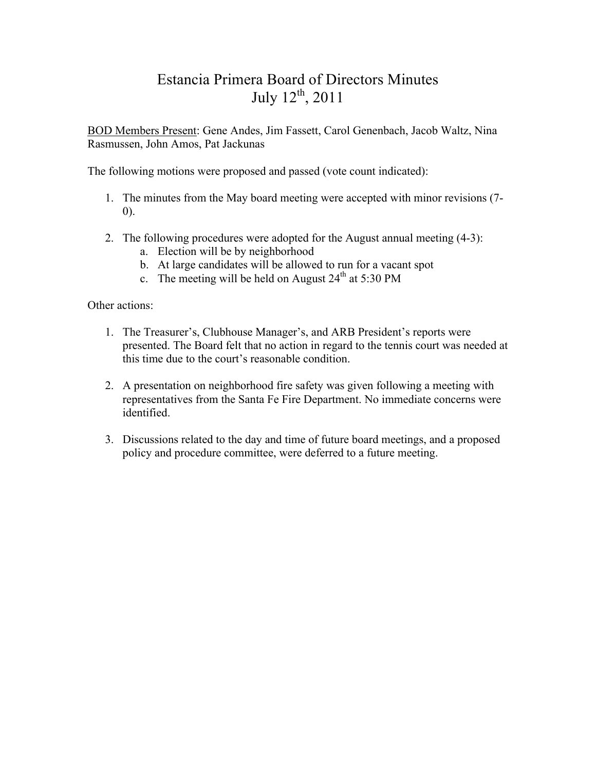# Estancia Primera Board of Directors Minutes
## July 12th, 2011

<u>BOD Members Present</u>: Gene Andes, Jim Fassett, Carol Genenbach, Jacob Waltz, Nina Rasmussen, John Amos, Pat Jackunas

The following motions were proposed and passed (vote count indicated):

1. The minutes from the May board meeting were accepted with minor revisions (7-0).

2. The following procedures were adopted for the August annual meeting (4-3):
   a. Election will be by neighborhood
   b. At large candidates will be allowed to run for a vacant spot
   c. The meeting will be held on August 24th at 5:30 PM

Other actions:

1. The Treasurer's, Clubhouse Manager's, and ARB President's reports were presented. The Board felt that no action in regard to the tennis court was needed at this time due to the court's reasonable condition.

2. A presentation on neighborhood fire safety was given following a meeting with representatives from the Santa Fe Fire Department. No immediate concerns were identified.

3. Discussions related to the day and time of future board meetings, and a proposed policy and procedure committee, were deferred to a future meeting.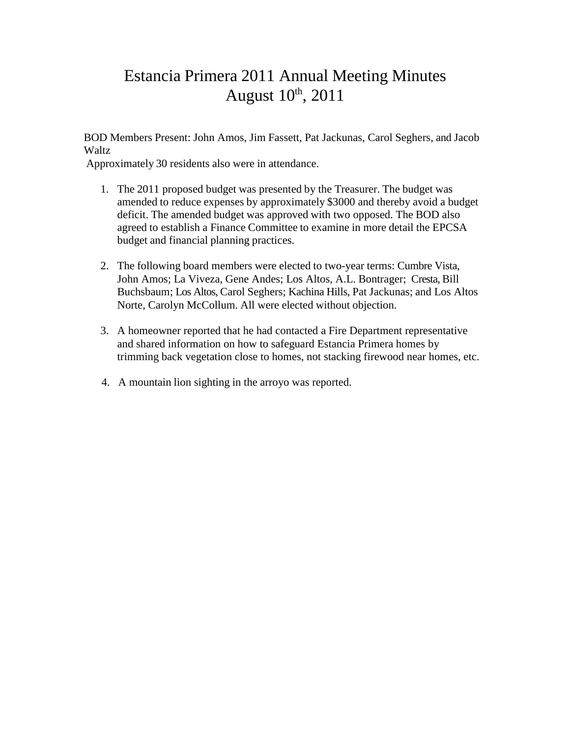# Estancia Primera 2011 Annual Meeting Minutes
# August 10th, 2011

BOD Members Present: John Amos, Jim Fassett, Pat Jackunas, Carol Seghers, and Jacob Waltz

Approximately 30 residents also were in attendance.

1. The 2011 proposed budget was presented by the Treasurer. The budget was amended to reduce expenses by approximately $3000 and thereby avoid a budget deficit. The amended budget was approved with two opposed. The BOD also agreed to establish a Finance Committee to examine in more detail the EPCSA budget and financial planning practices.

2. The following board members were elected to two-year terms: Cumbre Vista, John Amos; La Viveza, Gene Andes; Los Altos, A.L. Bontrager; Cresta, Bill Buchsbaum; Los Altos, Carol Seghers; Kachina Hills, Pat Jackunas; and Los Altos Norte, Carolyn McCollum. All were elected without objection.

3. A homeowner reported that he had contacted a Fire Department representative and shared information on how to safeguard Estancia Primera homes by trimming back vegetation close to homes, not stacking firewood near homes, etc.

4. A mountain lion sighting in the arroyo was reported.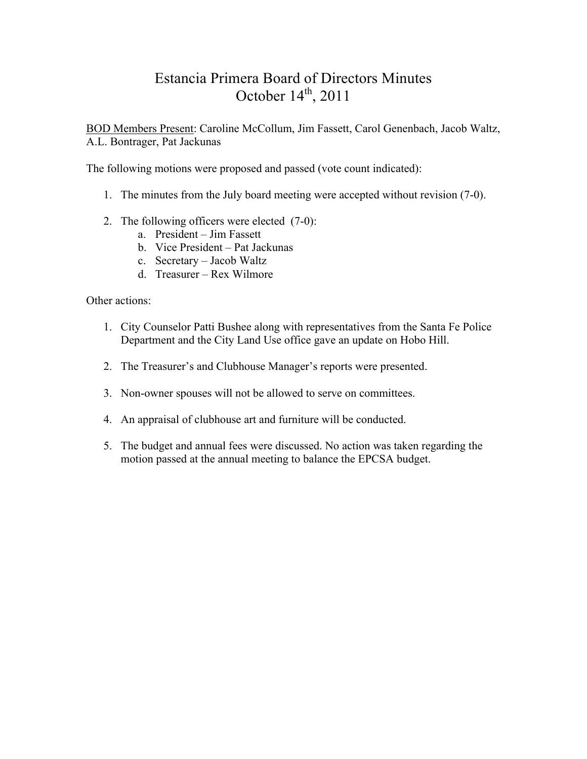# Estancia Primera Board of Directors Minutes
# October 14th, 2011

BOD Members Present: Caroline McCollum, Jim Fassett, Carol Genenbach, Jacob Waltz, A.L. Bontrager, Pat Jackunas

The following motions were proposed and passed (vote count indicated):

1. The minutes from the July board meeting were accepted without revision (7-0).

2. The following officers were elected (7-0):
   a. President – Jim Fassett
   b. Vice President – Pat Jackunas
   c. Secretary – Jacob Waltz
   d. Treasurer – Rex Wilmore

Other actions:

1. City Counselor Patti Bushee along with representatives from the Santa Fe Police Department and the City Land Use office gave an update on Hobo Hill.

2. The Treasurer's and Clubhouse Manager's reports were presented.

3. Non-owner spouses will not be allowed to serve on committees.

4. An appraisal of clubhouse art and furniture will be conducted.

5. The budget and annual fees were discussed. No action was taken regarding the motion passed at the annual meeting to balance the EPCSA budget.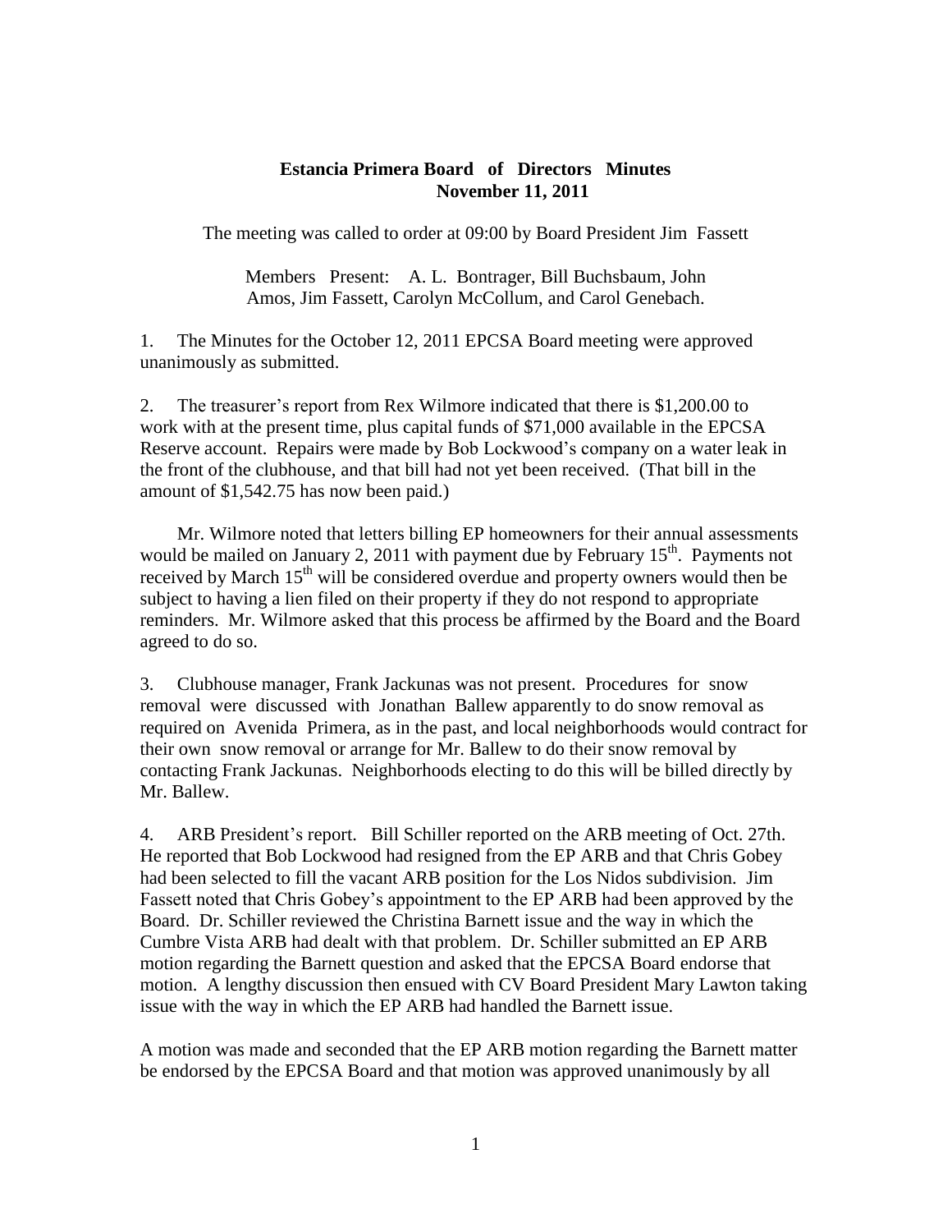**Estancia Primera Board of Directors Minutes**
**November 11, 2011**

The meeting was called to order at 09:00 by Board President Jim Fassett

Members Present: A. L. Bontrager, Bill Buchsbaum, John Amos, Jim Fassett, Carolyn McCollum, and Carol Genebach.

1. The Minutes for the October 12, 2011 EPCSA Board meeting were approved unanimously as submitted.

2. The treasurer's report from Rex Wilmore indicated that there is $1,200.00 to work with at the present time, plus capital funds of $71,000 available in the EPCSA Reserve account. Repairs were made by Bob Lockwood's company on a water leak in the front of the clubhouse, and that bill had not yet been received. (That bill in the amount of $1,542.75 has now been paid.)

Mr. Wilmore noted that letters billing EP homeowners for their annual assessments would be mailed on January 2, 2011 with payment due by February 15th. Payments not received by March 15th will be considered overdue and property owners would then be subject to having a lien filed on their property if they do not respond to appropriate reminders. Mr. Wilmore asked that this process be affirmed by the Board and the Board agreed to do so.

3. Clubhouse manager, Frank Jackunas was not present. Procedures for snow removal were discussed with Jonathan Ballew apparently to do snow removal as required on Avenida Primera, as in the past, and local neighborhoods would contract for their own snow removal or arrange for Mr. Ballew to do their snow removal by contacting Frank Jackunas. Neighborhoods electing to do this will be billed directly by Mr. Ballew.

4. ARB President's report. Bill Schiller reported on the ARB meeting of Oct. 27th. He reported that Bob Lockwood had resigned from the EP ARB and that Chris Gobey had been selected to fill the vacant ARB position for the Los Nidos subdivision. Jim Fassett noted that Chris Gobey's appointment to the EP ARB had been approved by the Board. Dr. Schiller reviewed the Christina Barnett issue and the way in which the Cumbre Vista ARB had dealt with that problem. Dr. Schiller submitted an EP ARB motion regarding the Barnett question and asked that the EPCSA Board endorse that motion. A lengthy discussion then ensued with CV Board President Mary Lawton taking issue with the way in which the EP ARB had handled the Barnett issue.

A motion was made and seconded that the EP ARB motion regarding the Barnett matter be endorsed by the EPCSA Board and that motion was approved unanimously by all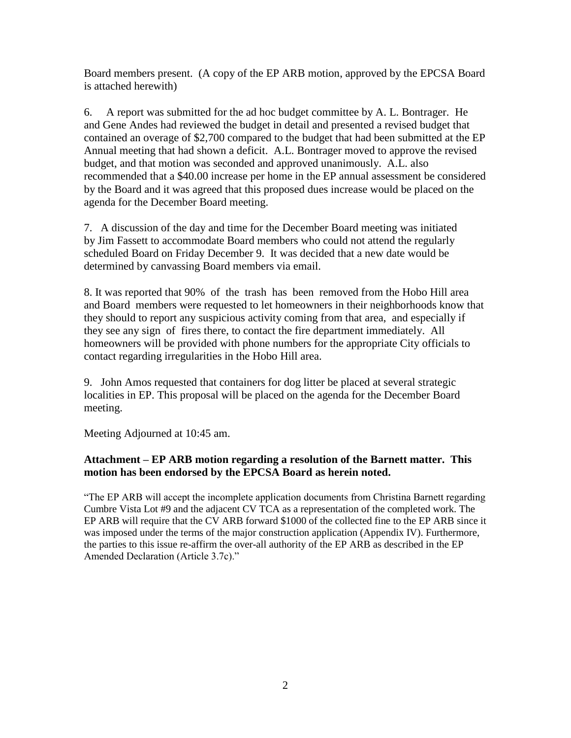Board members present. (A copy of the EP ARB motion, approved by the EPCSA Board is attached herewith)

6. A report was submitted for the ad hoc budget committee by A. L. Bontrager. He and Gene Andes had reviewed the budget in detail and presented a revised budget that contained an overage of $2,700 compared to the budget that had been submitted at the EP Annual meeting that had shown a deficit. A.L. Bontrager moved to approve the revised budget, and that motion was seconded and approved unanimously. A.L. also recommended that a $40.00 increase per home in the EP annual assessment be considered by the Board and it was agreed that this proposed dues increase would be placed on the agenda for the December Board meeting.

7. A discussion of the day and time for the December Board meeting was initiated by Jim Fassett to accommodate Board members who could not attend the regularly scheduled Board on Friday December 9. It was decided that a new date would be determined by canvassing Board members via email.

8. It was reported that 90% of the trash has been removed from the Hobo Hill area and Board members were requested to let homeowners in their neighborhoods know that they should to report any suspicious activity coming from that area, and especially if they see any sign of fires there, to contact the fire department immediately. All homeowners will be provided with phone numbers for the appropriate City officials to contact regarding irregularities in the Hobo Hill area.

9. John Amos requested that containers for dog litter be placed at several strategic localities in EP. This proposal will be placed on the agenda for the December Board meeting.

Meeting Adjourned at 10:45 am.

**Attachment – EP ARB motion regarding a resolution of the Barnett matter. This motion has been endorsed by the EPCSA Board as herein noted.**

"The EP ARB will accept the incomplete application documents from Christina Barnett regarding Cumbre Vista Lot #9 and the adjacent CV TCA as a representation of the completed work. The EP ARB will require that the CV ARB forward $1000 of the collected fine to the EP ARB since it was imposed under the terms of the major construction application (Appendix IV). Furthermore, the parties to this issue re-affirm the over-all authority of the EP ARB as described in the EP Amended Declaration (Article 3.7c)."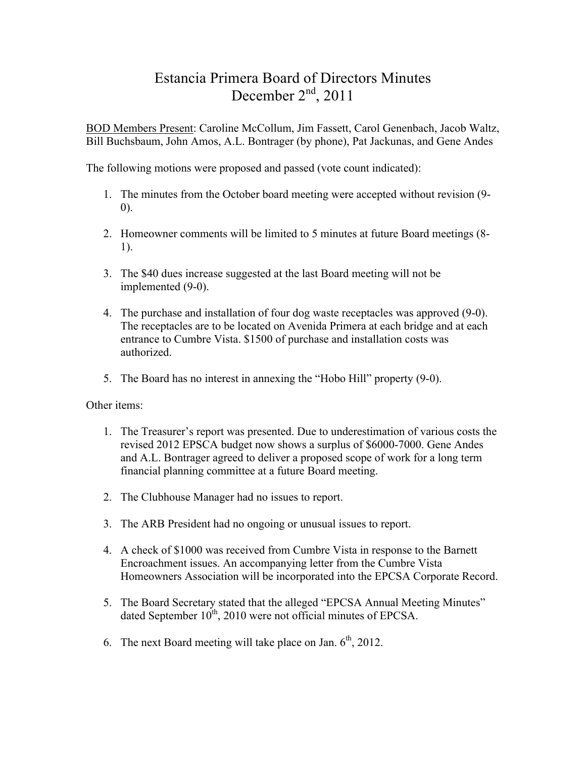# Estancia Primera Board of Directors Minutes
## December 2nd, 2011

<u>BOD Members Present</u>: Caroline McCollum, Jim Fassett, Carol Genenbach, Jacob Waltz, Bill Buchsbaum, John Amos, A.L. Bontrager (by phone), Pat Jackunas, and Gene Andes

The following motions were proposed and passed (vote count indicated):

1. The minutes from the October board meeting were accepted without revision (9-0).

2. Homeowner comments will be limited to 5 minutes at future Board meetings (8-1).

3. The $40 dues increase suggested at the last Board meeting will not be implemented (9-0).

4. The purchase and installation of four dog waste receptacles was approved (9-0). The receptacles are to be located on Avenida Primera at each bridge and at each entrance to Cumbre Vista. $1500 of purchase and installation costs was authorized.

5. The Board has no interest in annexing the "Hobo Hill" property (9-0).

Other items:

1. The Treasurer's report was presented. Due to underestimation of various costs the revised 2012 EPSCA budget now shows a surplus of $6000-7000. Gene Andes and A.L. Bontrager agreed to deliver a proposed scope of work for a long term financial planning committee at a future Board meeting.

2. The Clubhouse Manager had no issues to report.

3. The ARB President had no ongoing or unusual issues to report.

4. A check of $1000 was received from Cumbre Vista in response to the Barnett Encroachment issues. An accompanying letter from the Cumbre Vista Homeowners Association will be incorporated into the EPCSA Corporate Record.

5. The Board Secretary stated that the alleged "EPCSA Annual Meeting Minutes" dated September 10th, 2010 were not official minutes of EPCSA.

6. The next Board meeting will take place on Jan. 6th, 2012.